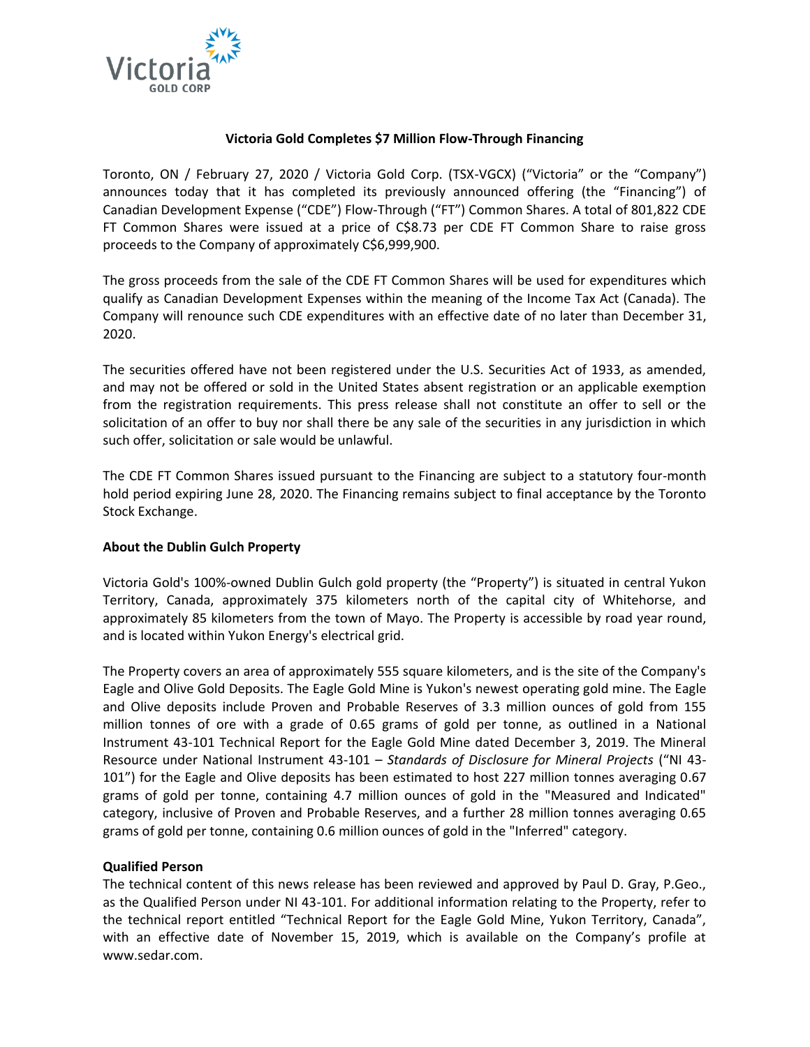# Victoria Gold Completes $7 Million Flow-Through Financing

Toronto, ON / February 27, 2020 / Victoria Gold Corp. (TSX-VGCX) ("Victoria" or the "Company") announces today that it has completed its previously announced offering (the "Financing") of Canadian Development Expense ("CDE") Flow-Through ("FT") Common Shares. A total of 801,822 CDE FT Common Shares were issued at a price of C$8.73 per CDE FT Common Share to raise gross proceeds to the Company of approximately C$6,999,900.

The gross proceeds from the sale of the CDE FT Common Shares will be used for expenditures which qualify as Canadian Development Expenses within the meaning of the Income Tax Act (Canada). The Company will renounce such CDE expenditures with an effective date of no later than December 31, 2020.

The securities offered have not been registered under the U.S. Securities Act of 1933, as amended, and may not be offered or sold in the United States absent registration or an applicable exemption from the registration requirements. This press release shall not constitute an offer to sell or the solicitation of an offer to buy nor shall there be any sale of the securities in any jurisdiction in which such offer, solicitation or sale would be unlawful.

The CDE FT Common Shares issued pursuant to the Financing are subject to a statutory four-month hold period expiring June 28, 2020. The Financing remains subject to final acceptance by the Toronto Stock Exchange.

## About the Dublin Gulch Property

Victoria Gold's 100%-owned Dublin Gulch gold property (the "Property") is situated in central Yukon Territory, Canada, approximately 375 kilometers north of the capital city of Whitehorse, and approximately 85 kilometers from the town of Mayo. The Property is accessible by road year round, and is located within Yukon Energy's electrical grid.

The Property covers an area of approximately 555 square kilometers, and is the site of the Company's Eagle and Olive Gold Deposits. The Eagle Gold Mine is Yukon's newest operating gold mine. The Eagle and Olive deposits include Proven and Probable Reserves of 3.3 million ounces of gold from 155 million tonnes of ore with a grade of 0.65 grams of gold per tonne, as outlined in a National Instrument 43-101 Technical Report for the Eagle Gold Mine dated December 3, 2019. The Mineral Resource under National Instrument 43-101 – *Standards of Disclosure for Mineral Projects* ("NI 43-101") for the Eagle and Olive deposits has been estimated to host 227 million tonnes averaging 0.67 grams of gold per tonne, containing 4.7 million ounces of gold in the "Measured and Indicated" category, inclusive of Proven and Probable Reserves, and a further 28 million tonnes averaging 0.65 grams of gold per tonne, containing 0.6 million ounces of gold in the "Inferred" category.

## Qualified Person

The technical content of this news release has been reviewed and approved by Paul D. Gray, P.Geo., as the Qualified Person under NI 43-101. For additional information relating to the Property, refer to the technical report entitled "Technical Report for the Eagle Gold Mine, Yukon Territory, Canada", with an effective date of November 15, 2019, which is available on the Company's profile at www.sedar.com.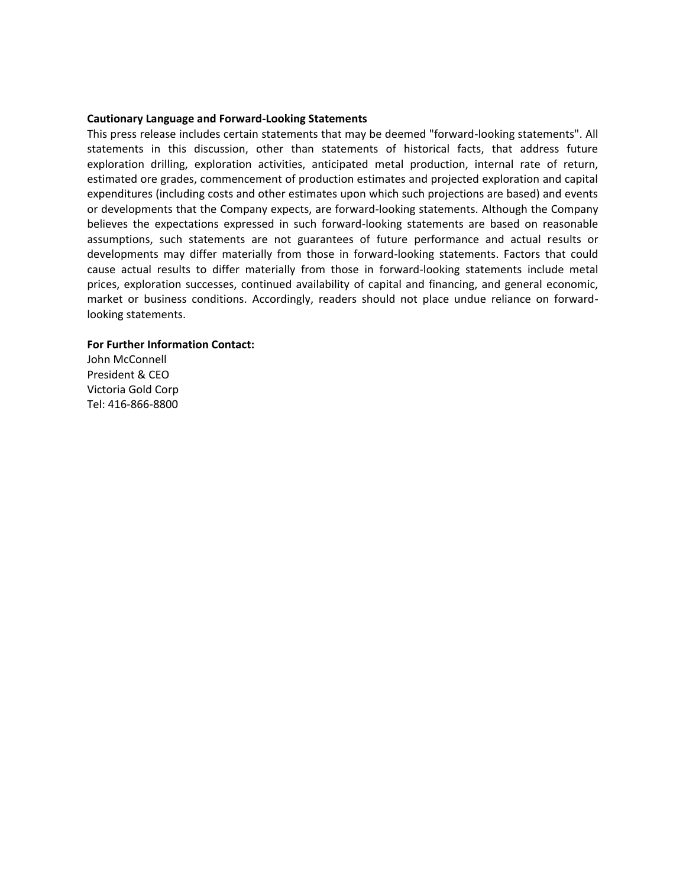**Cautionary Language and Forward-Looking Statements**

This press release includes certain statements that may be deemed "forward-looking statements". All statements in this discussion, other than statements of historical facts, that address future exploration drilling, exploration activities, anticipated metal production, internal rate of return, estimated ore grades, commencement of production estimates and projected exploration and capital expenditures (including costs and other estimates upon which such projections are based) and events or developments that the Company expects, are forward-looking statements. Although the Company believes the expectations expressed in such forward-looking statements are based on reasonable assumptions, such statements are not guarantees of future performance and actual results or developments may differ materially from those in forward-looking statements. Factors that could cause actual results to differ materially from those in forward-looking statements include metal prices, exploration successes, continued availability of capital and financing, and general economic, market or business conditions. Accordingly, readers should not place undue reliance on forward-looking statements.

**For Further Information Contact:**

John McConnell
President & CEO
Victoria Gold Corp
Tel: 416-866-8800